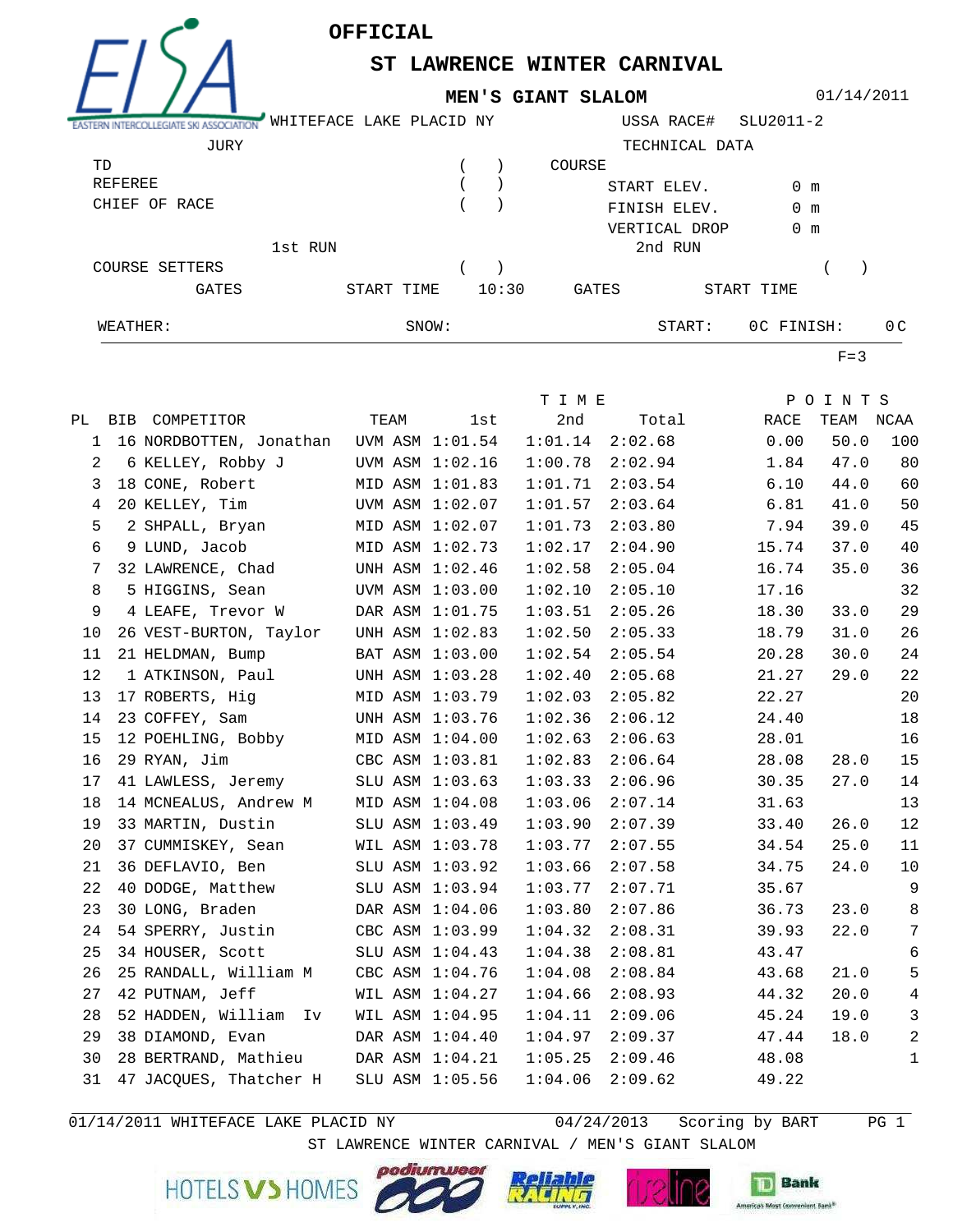EASTERN INTERCOLLEGIATE SKI ASSOCIATION

# OFFICIAL

## ST LAWRENCE WINTER CARNIVAL

### MEN'S GIANT SLALOM

01/14/2011

WHITEFACE LAKE PLACID NY — USSA RACE# SLU2011-2

JURY

TD ( )
REFEREE ( )
CHIEF OF RACE ( )

TECHNICAL DATA

COURSE
START ELEV. 0 m
FINISH ELEV. 0 m
VERTICAL DROP 0 m

1st RUN — COURSE SETTERS ( ) — GATES — START TIME 10:30

2nd RUN — ( ) — GATES — START TIME

WEATHER: SNOW: START: 0C FINISH: 0C

F=3

| PL | BIB | COMPETITOR | TEAM | | TIME 1st | 2nd | Total | POINTS RACE | TEAM | NCAA |
|---|---|---|---|---|---|---|---|---|---|---|
| 1 | 16 | NORDBOTTEN, Jonathan | UVM | ASM | 1:01.54 | 1:01.14 | 2:02.68 | 0.00 | 50.0 | 100 |
| 2 | 6 | KELLEY, Robby J | UVM | ASM | 1:02.16 | 1:00.78 | 2:02.94 | 1.84 | 47.0 | 80 |
| 3 | 18 | CONE, Robert | MID | ASM | 1:01.83 | 1:01.71 | 2:03.54 | 6.10 | 44.0 | 60 |
| 4 | 20 | KELLEY, Tim | UVM | ASM | 1:02.07 | 1:01.57 | 2:03.64 | 6.81 | 41.0 | 50 |
| 5 | 2 | SHPALL, Bryan | MID | ASM | 1:02.07 | 1:01.73 | 2:03.80 | 7.94 | 39.0 | 45 |
| 6 | 9 | LUND, Jacob | MID | ASM | 1:02.73 | 1:02.17 | 2:04.90 | 15.74 | 37.0 | 40 |
| 7 | 32 | LAWRENCE, Chad | UNH | ASM | 1:02.46 | 1:02.58 | 2:05.04 | 16.74 | 35.0 | 36 |
| 8 | 5 | HIGGINS, Sean | UVM | ASM | 1:03.00 | 1:02.10 | 2:05.10 | 17.16 | | 32 |
| 9 | 4 | LEAFE, Trevor W | DAR | ASM | 1:01.75 | 1:03.51 | 2:05.26 | 18.30 | 33.0 | 29 |
| 10 | 26 | VEST-BURTON, Taylor | UNH | ASM | 1:02.83 | 1:02.50 | 2:05.33 | 18.79 | 31.0 | 26 |
| 11 | 21 | HELDMAN, Bump | BAT | ASM | 1:03.00 | 1:02.54 | 2:05.54 | 20.28 | 30.0 | 24 |
| 12 | 1 | ATKINSON, Paul | UNH | ASM | 1:03.28 | 1:02.40 | 2:05.68 | 21.27 | 29.0 | 22 |
| 13 | 17 | ROBERTS, Hig | MID | ASM | 1:03.79 | 1:02.03 | 2:05.82 | 22.27 | | 20 |
| 14 | 23 | COFFEY, Sam | UNH | ASM | 1:03.76 | 1:02.36 | 2:06.12 | 24.40 | | 18 |
| 15 | 12 | POEHLING, Bobby | MID | ASM | 1:04.00 | 1:02.63 | 2:06.63 | 28.01 | | 16 |
| 16 | 29 | RYAN, Jim | CBC | ASM | 1:03.81 | 1:02.83 | 2:06.64 | 28.08 | 28.0 | 15 |
| 17 | 41 | LAWLESS, Jeremy | SLU | ASM | 1:03.63 | 1:03.33 | 2:06.96 | 30.35 | 27.0 | 14 |
| 18 | 14 | MCNEALUS, Andrew M | MID | ASM | 1:04.08 | 1:03.06 | 2:07.14 | 31.63 | | 13 |
| 19 | 33 | MARTIN, Dustin | SLU | ASM | 1:03.49 | 1:03.90 | 2:07.39 | 33.40 | 26.0 | 12 |
| 20 | 37 | CUMMISKEY, Sean | WIL | ASM | 1:03.78 | 1:03.77 | 2:07.55 | 34.54 | 25.0 | 11 |
| 21 | 36 | DEFLAVIO, Ben | SLU | ASM | 1:03.92 | 1:03.66 | 2:07.58 | 34.75 | 24.0 | 10 |
| 22 | 40 | DODGE, Matthew | SLU | ASM | 1:03.94 | 1:03.77 | 2:07.71 | 35.67 | | 9 |
| 23 | 30 | LONG, Braden | DAR | ASM | 1:04.06 | 1:03.80 | 2:07.86 | 36.73 | 23.0 | 8 |
| 24 | 54 | SPERRY, Justin | CBC | ASM | 1:03.99 | 1:04.32 | 2:08.31 | 39.93 | 22.0 | 7 |
| 25 | 34 | HOUSER, Scott | SLU | ASM | 1:04.43 | 1:04.38 | 2:08.81 | 43.47 | | 6 |
| 26 | 25 | RANDALL, William M | CBC | ASM | 1:04.76 | 1:04.08 | 2:08.84 | 43.68 | 21.0 | 5 |
| 27 | 42 | PUTNAM, Jeff | WIL | ASM | 1:04.27 | 1:04.66 | 2:08.93 | 44.32 | 20.0 | 4 |
| 28 | 52 | HADDEN, William Iv | WIL | ASM | 1:04.95 | 1:04.11 | 2:09.06 | 45.24 | 19.0 | 3 |
| 29 | 38 | DIAMOND, Evan | DAR | ASM | 1:04.40 | 1:04.97 | 2:09.37 | 47.44 | 18.0 | 2 |
| 30 | 28 | BERTRAND, Mathieu | DAR | ASM | 1:04.21 | 1:05.25 | 2:09.46 | 48.08 | | 1 |
| 31 | 47 | JACQUES, Thatcher H | SLU | ASM | 1:05.56 | 1:04.06 | 2:09.62 | 49.22 | | |

01/14/2011 WHITEFACE LAKE PLACID NY — 04/24/2013 Scoring by BART

ST LAWRENCE WINTER CARNIVAL / MEN'S GIANT SLALOM

HOTELS VS HOMES — podiumwear — Reliable Racing — fireline — TD Bank America's Most Convenient Bank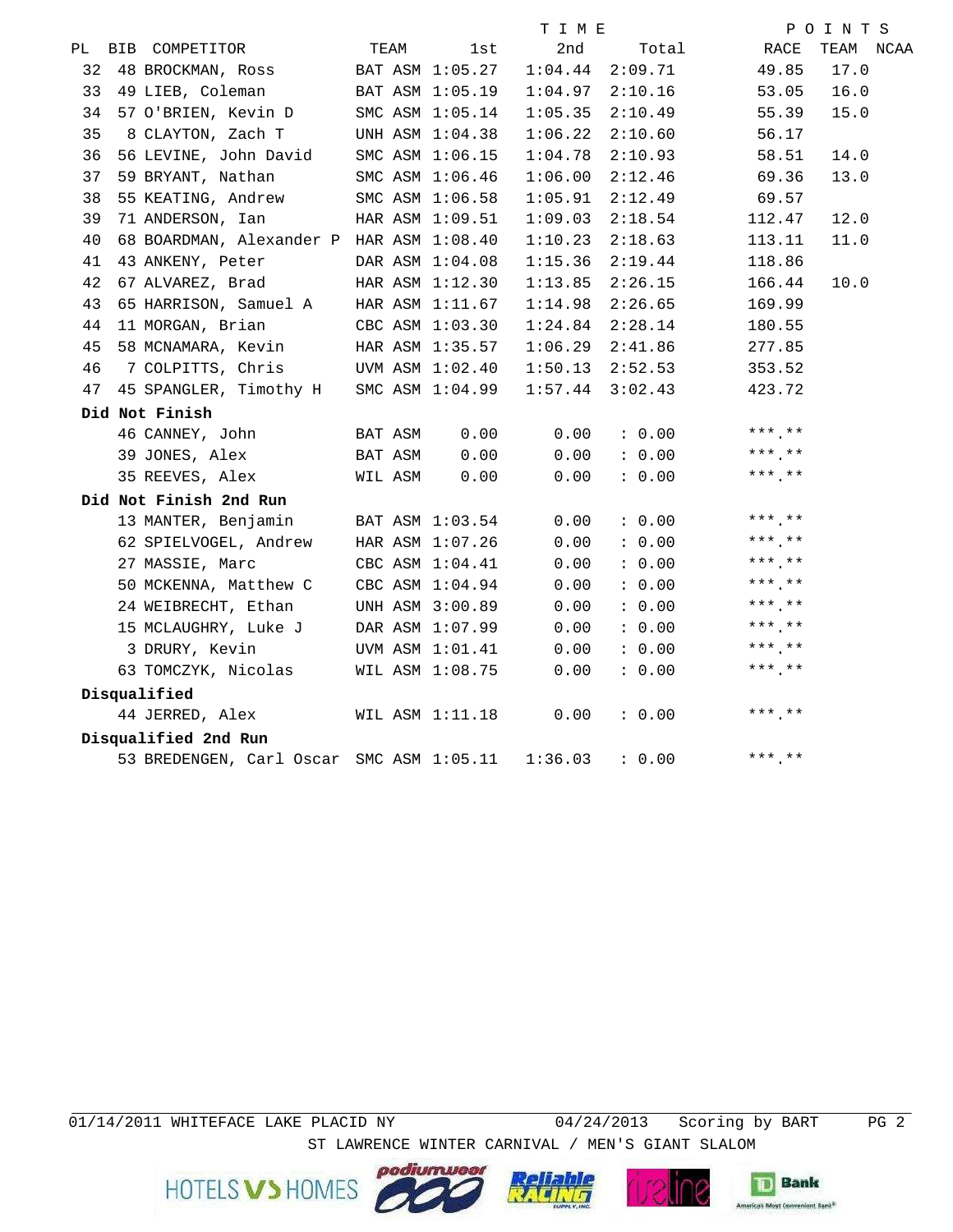| PL | BIB | COMPETITOR | TEAM | TIME 1st | 2nd | Total | POINTS RACE | TEAM | NCAA |
|---|---|---|---|---|---|---|---|---|---|
| 32 | 48 | BROCKMAN, Ross | BAT ASM | 1:05.27 | 1:04.44 | 2:09.71 | 49.85 | 17.0 | |
| 33 | 49 | LIEB, Coleman | BAT ASM | 1:05.19 | 1:04.97 | 2:10.16 | 53.05 | 16.0 | |
| 34 | 57 | O'BRIEN, Kevin D | SMC ASM | 1:05.14 | 1:05.35 | 2:10.49 | 55.39 | 15.0 | |
| 35 | 8 | CLAYTON, Zach T | UNH ASM | 1:04.38 | 1:06.22 | 2:10.60 | 56.17 | | |
| 36 | 56 | LEVINE, John David | SMC ASM | 1:06.15 | 1:04.78 | 2:10.93 | 58.51 | 14.0 | |
| 37 | 59 | BRYANT, Nathan | SMC ASM | 1:06.46 | 1:06.00 | 2:12.46 | 69.36 | 13.0 | |
| 38 | 55 | KEATING, Andrew | SMC ASM | 1:06.58 | 1:05.91 | 2:12.49 | 69.57 | | |
| 39 | 71 | ANDERSON, Ian | HAR ASM | 1:09.51 | 1:09.03 | 2:18.54 | 112.47 | 12.0 | |
| 40 | 68 | BOARDMAN, Alexander P | HAR ASM | 1:08.40 | 1:10.23 | 2:18.63 | 113.11 | 11.0 | |
| 41 | 43 | ANKENY, Peter | DAR ASM | 1:04.08 | 1:15.36 | 2:19.44 | 118.86 | | |
| 42 | 67 | ALVAREZ, Brad | HAR ASM | 1:12.30 | 1:13.85 | 2:26.15 | 166.44 | 10.0 | |
| 43 | 65 | HARRISON, Samuel A | HAR ASM | 1:11.67 | 1:14.98 | 2:26.65 | 169.99 | | |
| 44 | 11 | MORGAN, Brian | CBC ASM | 1:03.30 | 1:24.84 | 2:28.14 | 180.55 | | |
| 45 | 58 | MCNAMARA, Kevin | HAR ASM | 1:35.57 | 1:06.29 | 2:41.86 | 277.85 | | |
| 46 | 7 | COLPITTS, Chris | UVM ASM | 1:02.40 | 1:50.13 | 2:52.53 | 353.52 | | |
| 47 | 45 | SPANGLER, Timothy H | SMC ASM | 1:04.99 | 1:57.44 | 3:02.43 | 423.72 | | |
| **Did Not Finish** | | | | | | | | | |
| | 46 | CANNEY, John | BAT ASM | 0.00 | 0.00 | : 0.00 | ***.** | | |
| | 39 | JONES, Alex | BAT ASM | 0.00 | 0.00 | : 0.00 | ***.** | | |
| | 35 | REEVES, Alex | WIL ASM | 0.00 | 0.00 | : 0.00 | ***.** | | |
| **Did Not Finish 2nd Run** | | | | | | | | | |
| | 13 | MANTER, Benjamin | BAT ASM | 1:03.54 | 0.00 | : 0.00 | ***.** | | |
| | 62 | SPIELVOGEL, Andrew | HAR ASM | 1:07.26 | 0.00 | : 0.00 | ***.** | | |
| | 27 | MASSIE, Marc | CBC ASM | 1:04.41 | 0.00 | : 0.00 | ***.** | | |
| | 50 | MCKENNA, Matthew C | CBC ASM | 1:04.94 | 0.00 | : 0.00 | ***.** | | |
| | 24 | WEIBRECHT, Ethan | UNH ASM | 3:00.89 | 0.00 | : 0.00 | ***.** | | |
| | 15 | MCLAUGHRY, Luke J | DAR ASM | 1:07.99 | 0.00 | : 0.00 | ***.** | | |
| | 3 | DRURY, Kevin | UVM ASM | 1:01.41 | 0.00 | : 0.00 | ***.** | | |
| | 63 | TOMCZYK, Nicolas | WIL ASM | 1:08.75 | 0.00 | : 0.00 | ***.** | | |
| **Disqualified** | | | | | | | | | |
| | 44 | JERRED, Alex | WIL ASM | 1:11.18 | 0.00 | : 0.00 | ***.** | | |
| **Disqualified 2nd Run** | | | | | | | | | |
| | 53 | BREDENGEN, Carl Oscar | SMC ASM | 1:05.11 | 1:36.03 | : 0.00 | ***.** | | |

01/14/2011 WHITEFACE LAKE PLACID NY 04/24/2013 Scoring by BART

ST LAWRENCE WINTER CARNIVAL / MEN'S GIANT SLALOM